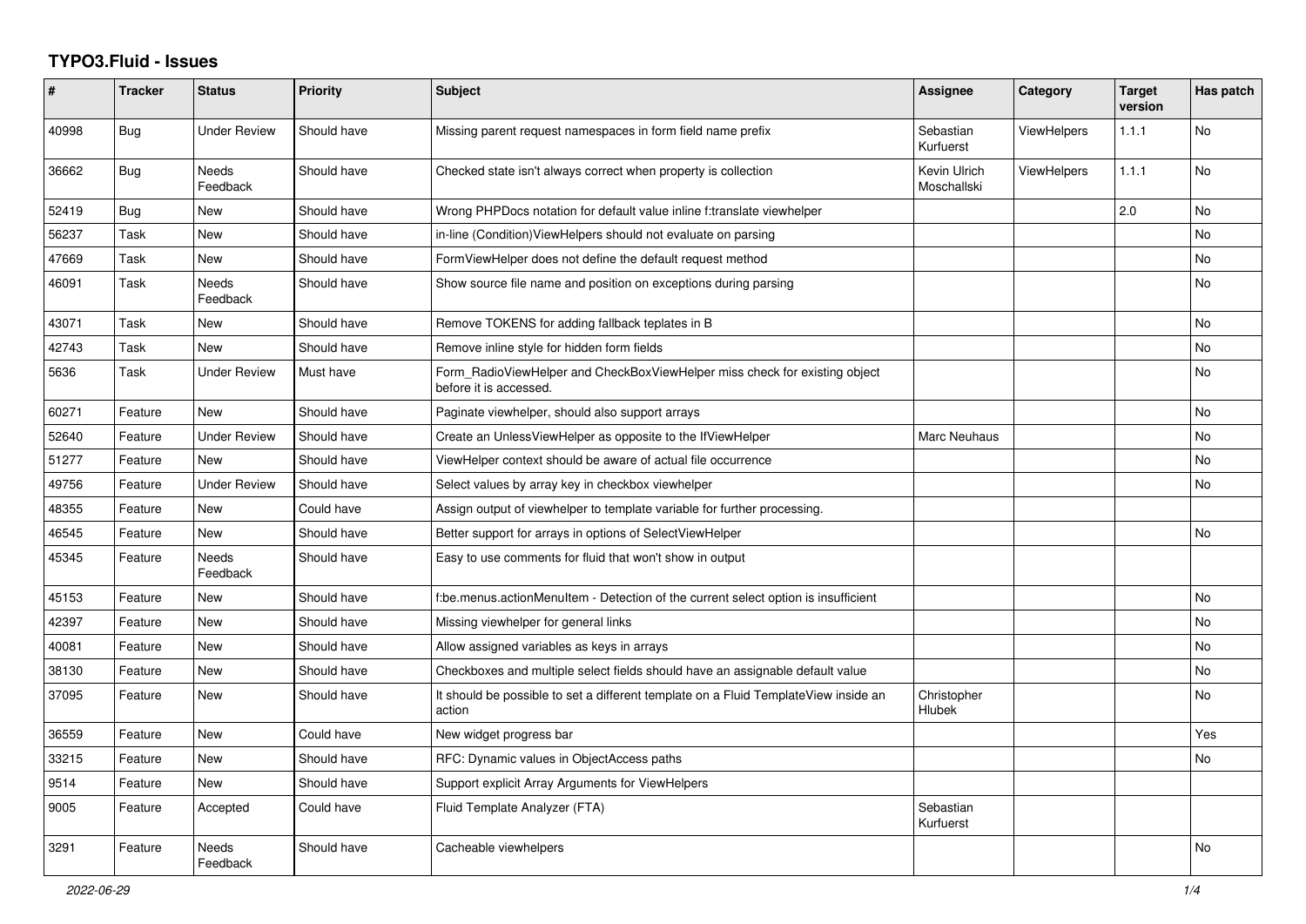# TYPO3.Fluid - Issues

| # | Tracker | Status | Priority | Subject | Assignee | Category | Target version | Has patch |
|---|---|---|---|---|---|---|---|---|
| 40998 | Bug | Under Review | Should have | Missing parent request namespaces in form field name prefix | Sebastian Kurfuerst | ViewHelpers | 1.1.1 | No |
| 36662 | Bug | Needs Feedback | Should have | Checked state isn't always correct when property is collection | Kevin Ulrich Moschallski | ViewHelpers | 1.1.1 | No |
| 52419 | Bug | New | Should have | Wrong PHPDocs notation for default value inline f:translate viewhelper | | | 2.0 | No |
| 56237 | Task | New | Should have | in-line (Condition)ViewHelpers should not evaluate on parsing | | | | No |
| 47669 | Task | New | Should have | FormViewHelper does not define the default request method | | | | No |
| 46091 | Task | Needs Feedback | Should have | Show source file name and position on exceptions during parsing | | | | No |
| 43071 | Task | New | Should have | Remove TOKENS for adding fallback teplates in B | | | | No |
| 42743 | Task | New | Should have | Remove inline style for hidden form fields | | | | No |
| 5636 | Task | Under Review | Must have | Form_RadioViewHelper and CheckBoxViewHelper miss check for existing object before it is accessed. | | | | No |
| 60271 | Feature | New | Should have | Paginate viewhelper, should also support arrays | | | | No |
| 52640 | Feature | Under Review | Should have | Create an UnlessViewHelper as opposite to the IfViewHelper | Marc Neuhaus | | | No |
| 51277 | Feature | New | Should have | ViewHelper context should be aware of actual file occurrence | | | | No |
| 49756 | Feature | Under Review | Should have | Select values by array key in checkbox viewhelper | | | | No |
| 48355 | Feature | New | Could have | Assign output of viewhelper to template variable for further processing. | | | | |
| 46545 | Feature | New | Should have | Better support for arrays in options of SelectViewHelper | | | | No |
| 45345 | Feature | Needs Feedback | Should have | Easy to use comments for fluid that won't show in output | | | | |
| 45153 | Feature | New | Should have | f:be.menus.actionMenuItem - Detection of the current select option is insufficient | | | | No |
| 42397 | Feature | New | Should have | Missing viewhelper for general links | | | | No |
| 40081 | Feature | New | Should have | Allow assigned variables as keys in arrays | | | | No |
| 38130 | Feature | New | Should have | Checkboxes and multiple select fields should have an assignable default value | | | | No |
| 37095 | Feature | New | Should have | It should be possible to set a different template on a Fluid TemplateView inside an action | Christopher Hlubek | | | No |
| 36559 | Feature | New | Could have | New widget progress bar | | | | Yes |
| 33215 | Feature | New | Should have | RFC: Dynamic values in ObjectAccess paths | | | | No |
| 9514 | Feature | New | Should have | Support explicit Array Arguments for ViewHelpers | | | | |
| 9005 | Feature | Accepted | Could have | Fluid Template Analyzer (FTA) | Sebastian Kurfuerst | | | |
| 3291 | Feature | Needs Feedback | Should have | Cacheable viewhelpers | | | | No |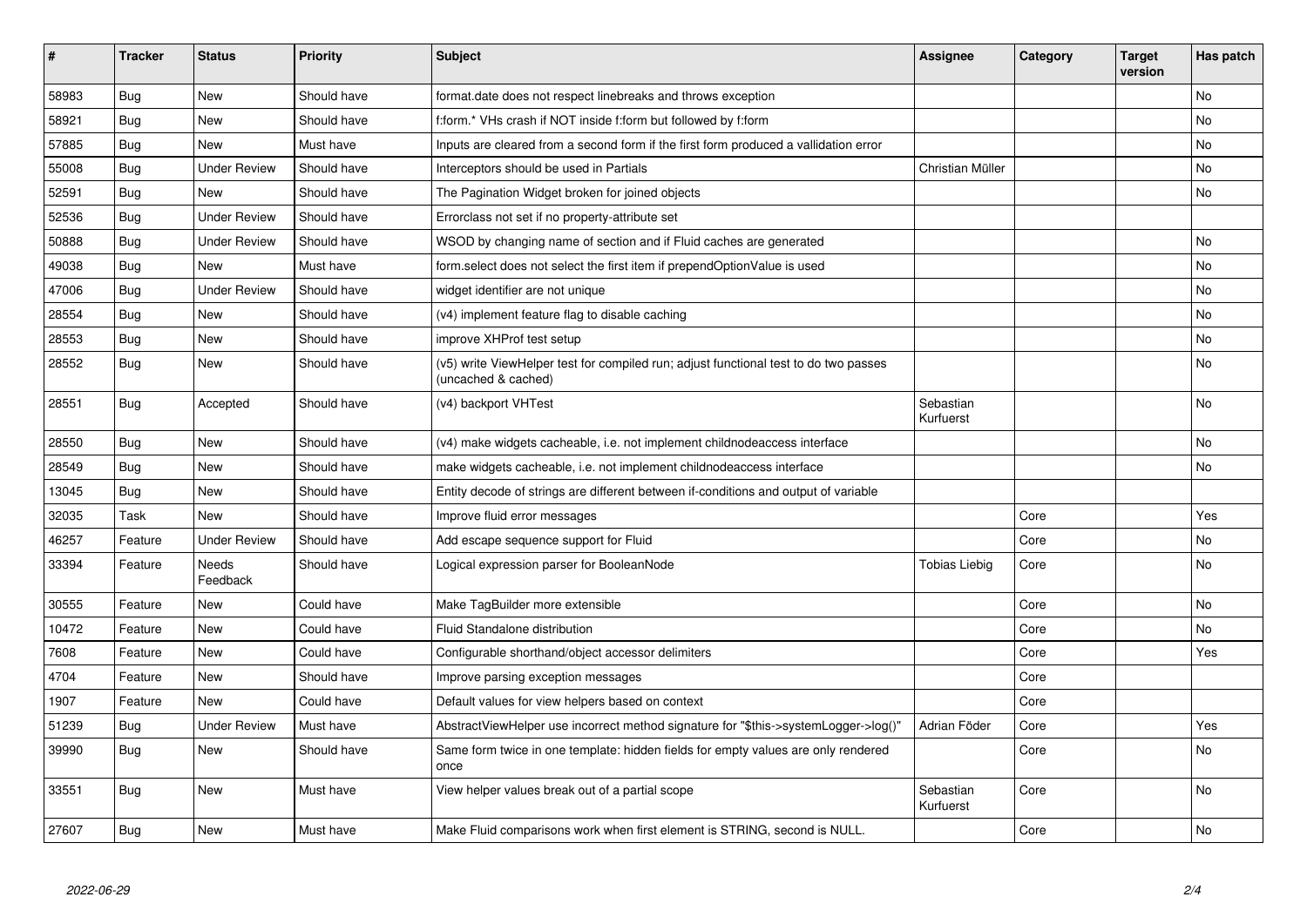| # | Tracker | Status | Priority | Subject | Assignee | Category | Target version | Has patch |
|---|---|---|---|---|---|---|---|---|
| 58983 | Bug | New | Should have | format.date does not respect linebreaks and throws exception | | | | No |
| 58921 | Bug | New | Should have | f:form.* VHs crash if NOT inside f:form but followed by f:form | | | | No |
| 57885 | Bug | New | Must have | Inputs are cleared from a second form if the first form produced a vallidation error | | | | No |
| 55008 | Bug | Under Review | Should have | Interceptors should be used in Partials | Christian Müller | | | No |
| 52591 | Bug | New | Should have | The Pagination Widget broken for joined objects | | | | No |
| 52536 | Bug | Under Review | Should have | Errorclass not set if no property-attribute set | | | | |
| 50888 | Bug | Under Review | Should have | WSOD by changing name of section and if Fluid caches are generated | | | | No |
| 49038 | Bug | New | Must have | form.select does not select the first item if prependOptionValue is used | | | | No |
| 47006 | Bug | Under Review | Should have | widget identifier are not unique | | | | No |
| 28554 | Bug | New | Should have | (v4) implement feature flag to disable caching | | | | No |
| 28553 | Bug | New | Should have | improve XHProf test setup | | | | No |
| 28552 | Bug | New | Should have | (v5) write ViewHelper test for compiled run; adjust functional test to do two passes (uncached & cached) | | | | No |
| 28551 | Bug | Accepted | Should have | (v4) backport VHTest | Sebastian Kurfuerst | | | No |
| 28550 | Bug | New | Should have | (v4) make widgets cacheable, i.e. not implement childnodeaccess interface | | | | No |
| 28549 | Bug | New | Should have | make widgets cacheable, i.e. not implement childnodeaccess interface | | | | No |
| 13045 | Bug | New | Should have | Entity decode of strings are different between if-conditions and output of variable | | | | |
| 32035 | Task | New | Should have | Improve fluid error messages | | Core | | Yes |
| 46257 | Feature | Under Review | Should have | Add escape sequence support for Fluid | | Core | | No |
| 33394 | Feature | Needs Feedback | Should have | Logical expression parser for BooleanNode | Tobias Liebig | Core | | No |
| 30555 | Feature | New | Could have | Make TagBuilder more extensible | | Core | | No |
| 10472 | Feature | New | Could have | Fluid Standalone distribution | | Core | | No |
| 7608 | Feature | New | Could have | Configurable shorthand/object accessor delimiters | | Core | | Yes |
| 4704 | Feature | New | Should have | Improve parsing exception messages | | Core | | |
| 1907 | Feature | New | Could have | Default values for view helpers based on context | | Core | | |
| 51239 | Bug | Under Review | Must have | AbstractViewHelper use incorrect method signature for "$this->systemLogger->log()" | Adrian Föder | Core | | Yes |
| 39990 | Bug | New | Should have | Same form twice in one template: hidden fields for empty values are only rendered once | | Core | | No |
| 33551 | Bug | New | Must have | View helper values break out of a partial scope | Sebastian Kurfuerst | Core | | No |
| 27607 | Bug | New | Must have | Make Fluid comparisons work when first element is STRING, second is NULL. | | Core | | No |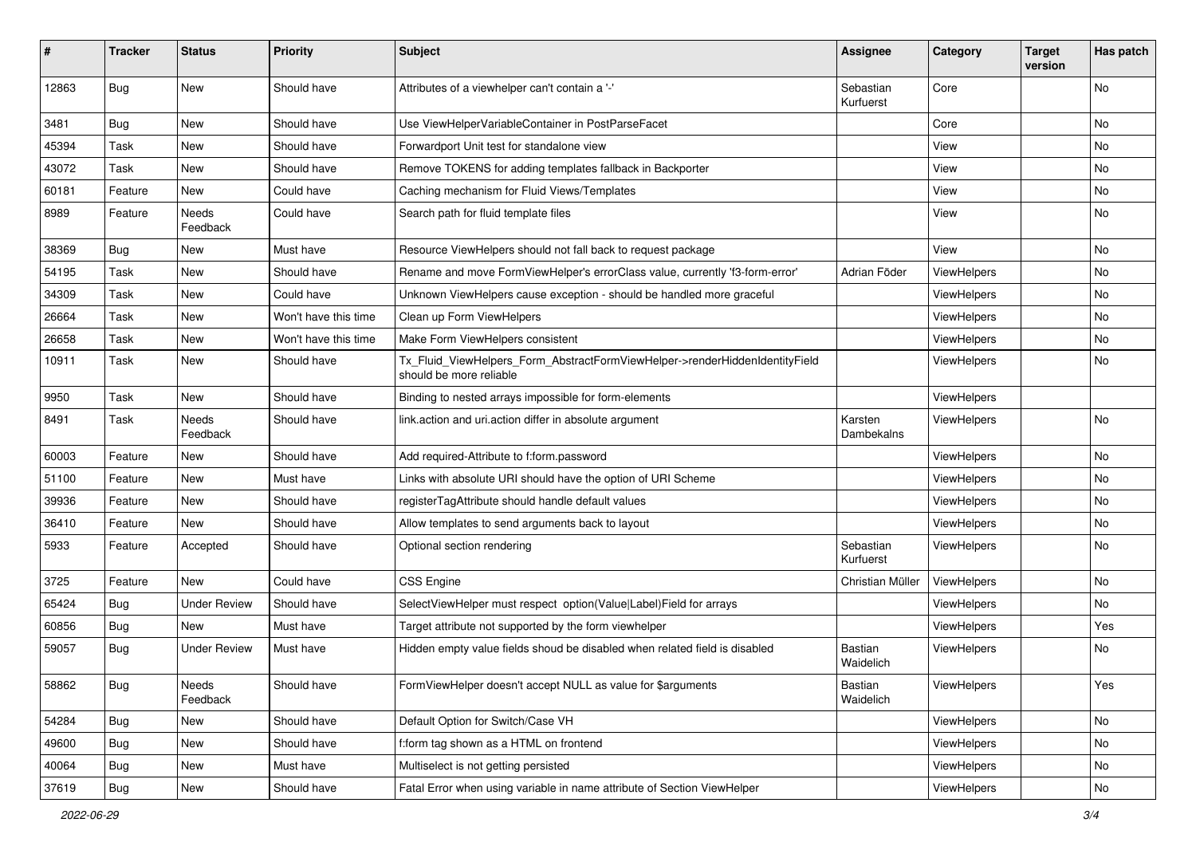| # | Tracker | Status | Priority | Subject | Assignee | Category | Target version | Has patch |
|---|---|---|---|---|---|---|---|---|
| 12863 | Bug | New | Should have | Attributes of a viewhelper can't contain a '-' | Sebastian Kurfuerst | Core | | No |
| 3481 | Bug | New | Should have | Use ViewHelperVariableContainer in PostParseFacet | | Core | | No |
| 45394 | Task | New | Should have | Forwardport Unit test for standalone view | | View | | No |
| 43072 | Task | New | Should have | Remove TOKENS for adding templates fallback in Backporter | | View | | No |
| 60181 | Feature | New | Could have | Caching mechanism for Fluid Views/Templates | | View | | No |
| 8989 | Feature | Needs Feedback | Could have | Search path for fluid template files | | View | | No |
| 38369 | Bug | New | Must have | Resource ViewHelpers should not fall back to request package | | View | | No |
| 54195 | Task | New | Should have | Rename and move FormViewHelper's errorClass value, currently 'f3-form-error' | Adrian Föder | ViewHelpers | | No |
| 34309 | Task | New | Could have | Unknown ViewHelpers cause exception - should be handled more graceful | | ViewHelpers | | No |
| 26664 | Task | New | Won't have this time | Clean up Form ViewHelpers | | ViewHelpers | | No |
| 26658 | Task | New | Won't have this time | Make Form ViewHelpers consistent | | ViewHelpers | | No |
| 10911 | Task | New | Should have | Tx_Fluid_ViewHelpers_Form_AbstractFormViewHelper->renderHiddenIdentityField should be more reliable | | ViewHelpers | | No |
| 9950 | Task | New | Should have | Binding to nested arrays impossible for form-elements | | ViewHelpers | | |
| 8491 | Task | Needs Feedback | Should have | link.action and uri.action differ in absolute argument | Karsten Dambekalns | ViewHelpers | | No |
| 60003 | Feature | New | Should have | Add required-Attribute to f:form.password | | ViewHelpers | | No |
| 51100 | Feature | New | Must have | Links with absolute URI should have the option of URI Scheme | | ViewHelpers | | No |
| 39936 | Feature | New | Should have | registerTagAttribute should handle default values | | ViewHelpers | | No |
| 36410 | Feature | New | Should have | Allow templates to send arguments back to layout | | ViewHelpers | | No |
| 5933 | Feature | Accepted | Should have | Optional section rendering | Sebastian Kurfuerst | ViewHelpers | | No |
| 3725 | Feature | New | Could have | CSS Engine | Christian Müller | ViewHelpers | | No |
| 65424 | Bug | Under Review | Should have | SelectViewHelper must respect option(Value\|Label)Field for arrays | | ViewHelpers | | No |
| 60856 | Bug | New | Must have | Target attribute not supported by the form viewhelper | | ViewHelpers | | Yes |
| 59057 | Bug | Under Review | Must have | Hidden empty value fields shoud be disabled when related field is disabled | Bastian Waidelich | ViewHelpers | | No |
| 58862 | Bug | Needs Feedback | Should have | FormViewHelper doesn't accept NULL as value for $arguments | Bastian Waidelich | ViewHelpers | | Yes |
| 54284 | Bug | New | Should have | Default Option for Switch/Case VH | | ViewHelpers | | No |
| 49600 | Bug | New | Should have | f:form tag shown as a HTML on frontend | | ViewHelpers | | No |
| 40064 | Bug | New | Must have | Multiselect is not getting persisted | | ViewHelpers | | No |
| 37619 | Bug | New | Should have | Fatal Error when using variable in name attribute of Section ViewHelper | | ViewHelpers | | No |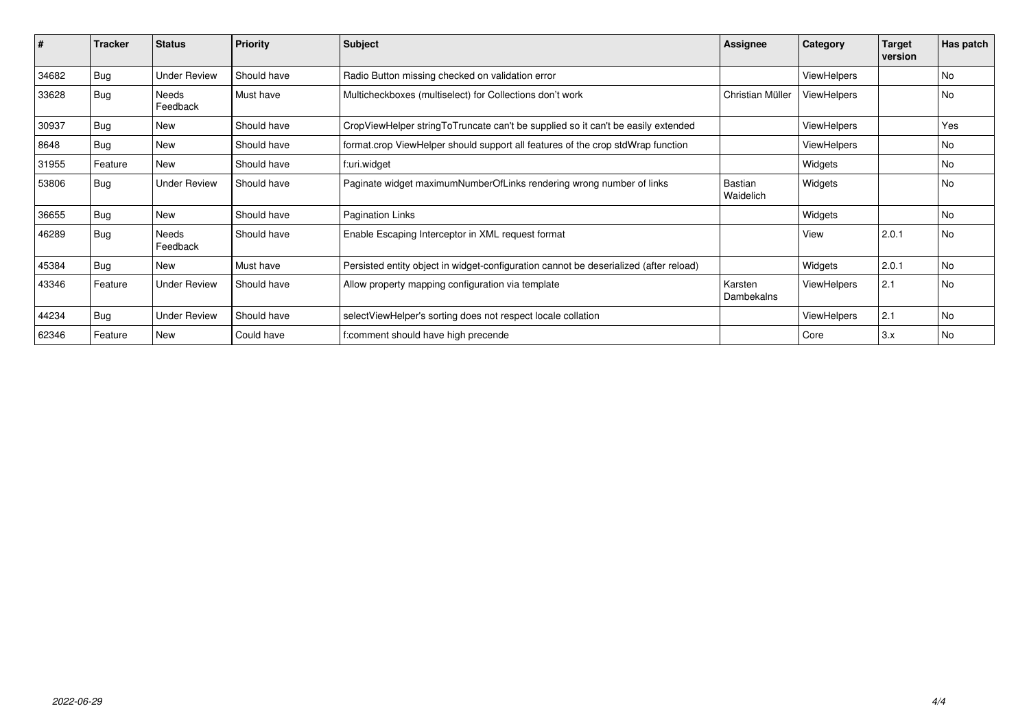| # | Tracker | Status | Priority | Subject | Assignee | Category | Target version | Has patch |
|---|---|---|---|---|---|---|---|---|
| 34682 | Bug | Under Review | Should have | Radio Button missing checked on validation error | | ViewHelpers | | No |
| 33628 | Bug | Needs Feedback | Must have | Multicheckboxes (multiselect) for Collections don't work | Christian Müller | ViewHelpers | | No |
| 30937 | Bug | New | Should have | CropViewHelper stringToTruncate can't be supplied so it can't be easily extended | | ViewHelpers | | Yes |
| 8648 | Bug | New | Should have | format.crop ViewHelper should support all features of the crop stdWrap function | | ViewHelpers | | No |
| 31955 | Feature | New | Should have | f:uri.widget | | Widgets | | No |
| 53806 | Bug | Under Review | Should have | Paginate widget maximumNumberOfLinks rendering wrong number of links | Bastian Waidelich | Widgets | | No |
| 36655 | Bug | New | Should have | Pagination Links | | Widgets | | No |
| 46289 | Bug | Needs Feedback | Should have | Enable Escaping Interceptor in XML request format | | View | 2.0.1 | No |
| 45384 | Bug | New | Must have | Persisted entity object in widget-configuration cannot be deserialized (after reload) | | Widgets | 2.0.1 | No |
| 43346 | Feature | Under Review | Should have | Allow property mapping configuration via template | Karsten Dambekalns | ViewHelpers | 2.1 | No |
| 44234 | Bug | Under Review | Should have | selectViewHelper's sorting does not respect locale collation | | ViewHelpers | 2.1 | No |
| 62346 | Feature | New | Could have | f:comment should have high precende | | Core | 3.x | No |

2022-06-29